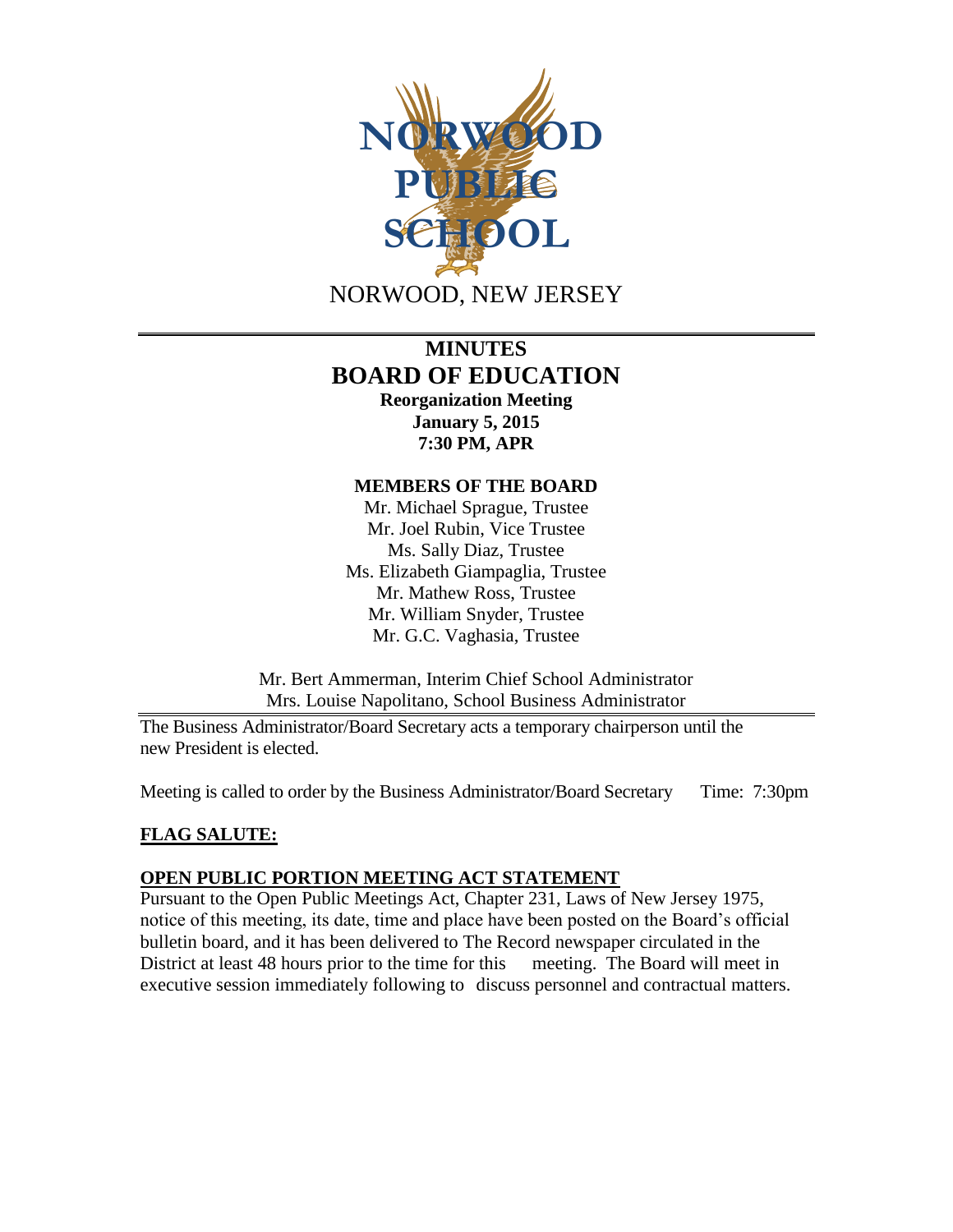# NORWOOD PUBLIC SCHOOL

NORWOOD, NEW JERSEY

## MINUTES
## BOARD OF EDUCATION

**Reorganization Meeting**
**January 5, 2015**
**7:30 PM, APR**

### MEMBERS OF THE BOARD

Mr. Michael Sprague, Trustee
Mr. Joel Rubin, Vice Trustee
Ms. Sally Diaz, Trustee
Ms. Elizabeth Giampaglia, Trustee
Mr. Mathew Ross, Trustee
Mr. William Snyder, Trustee
Mr. G.C. Vaghasia, Trustee

Mr. Bert Ammerman, Interim Chief School Administrator
Mrs. Louise Napolitano, School Business Administrator

The Business Administrator/Board Secretary acts a temporary chairperson until the new President is elected.

Meeting is called to order by the Business Administrator/Board Secretary Time: 7:30pm

**FLAG SALUTE:**

**OPEN PUBLIC PORTION MEETING ACT STATEMENT**

Pursuant to the Open Public Meetings Act, Chapter 231, Laws of New Jersey 1975, notice of this meeting, its date, time and place have been posted on the Board's official bulletin board, and it has been delivered to The Record newspaper circulated in the District at least 48 hours prior to the time for this meeting. The Board will meet in executive session immediately following to discuss personnel and contractual matters.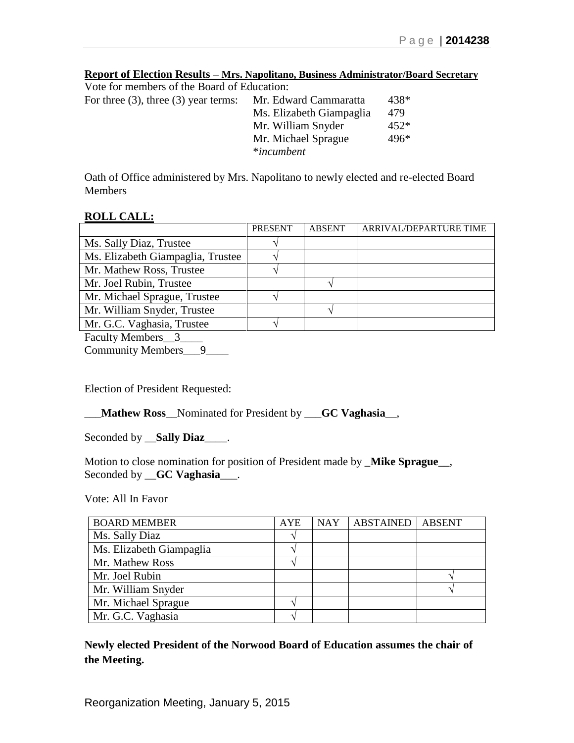**Report of Election Results – Mrs. Napolitano, Business Administrator/Board Secretary**

Vote for members of the Board of Education:

For three (3), three (3) year terms:

| | | |
|---|---|---|
| | Mr. Edward Cammaratta | 438* |
| | Ms. Elizabeth Giampaglia | 479 |
| | Mr. William Snyder | 452* |
| | Mr. Michael Sprague | 496* |

**incumbent*

Oath of Office administered by Mrs. Napolitano to newly elected and re-elected Board Members

**ROLL CALL:**

| | PRESENT | ABSENT | ARRIVAL/DEPARTURE TIME |
|---|---|---|---|
| Ms. Sally Diaz, Trustee | √ | | |
| Ms. Elizabeth Giampaglia, Trustee | √ | | |
| Mr. Mathew Ross, Trustee | √ | | |
| Mr. Joel Rubin, Trustee | | √ | |
| Mr. Michael Sprague, Trustee | √ | | |
| Mr. William Snyder, Trustee | | √ | |
| Mr. G.C. Vaghasia, Trustee | √ | | |

Faculty Members\_\_3\_\_\_\_

Community Members\_\_\_9\_\_\_\_

Election of President Requested:

\_\_\_**Mathew Ross**\_\_Nominated for President by \_\_\_**GC Vaghasia**\_\_,

Seconded by \_\_**Sally Diaz**\_\_\_\_.

Motion to close nomination for position of President made by \_**Mike Sprague**\_\_, Seconded by \_\_**GC Vaghasia**\_\_\_.

Vote: All In Favor

| BOARD MEMBER | AYE | NAY | ABSTAINED | ABSENT |
|---|---|---|---|---|
| Ms. Sally Diaz | √ | | | |
| Ms. Elizabeth Giampaglia | √ | | | |
| Mr. Mathew Ross | √ | | | |
| Mr. Joel Rubin | | | | √ |
| Mr. William Snyder | | | | √ |
| Mr. Michael Sprague | √ | | | |
| Mr. G.C. Vaghasia | √ | | | |

**Newly elected President of the Norwood Board of Education assumes the chair of the Meeting.**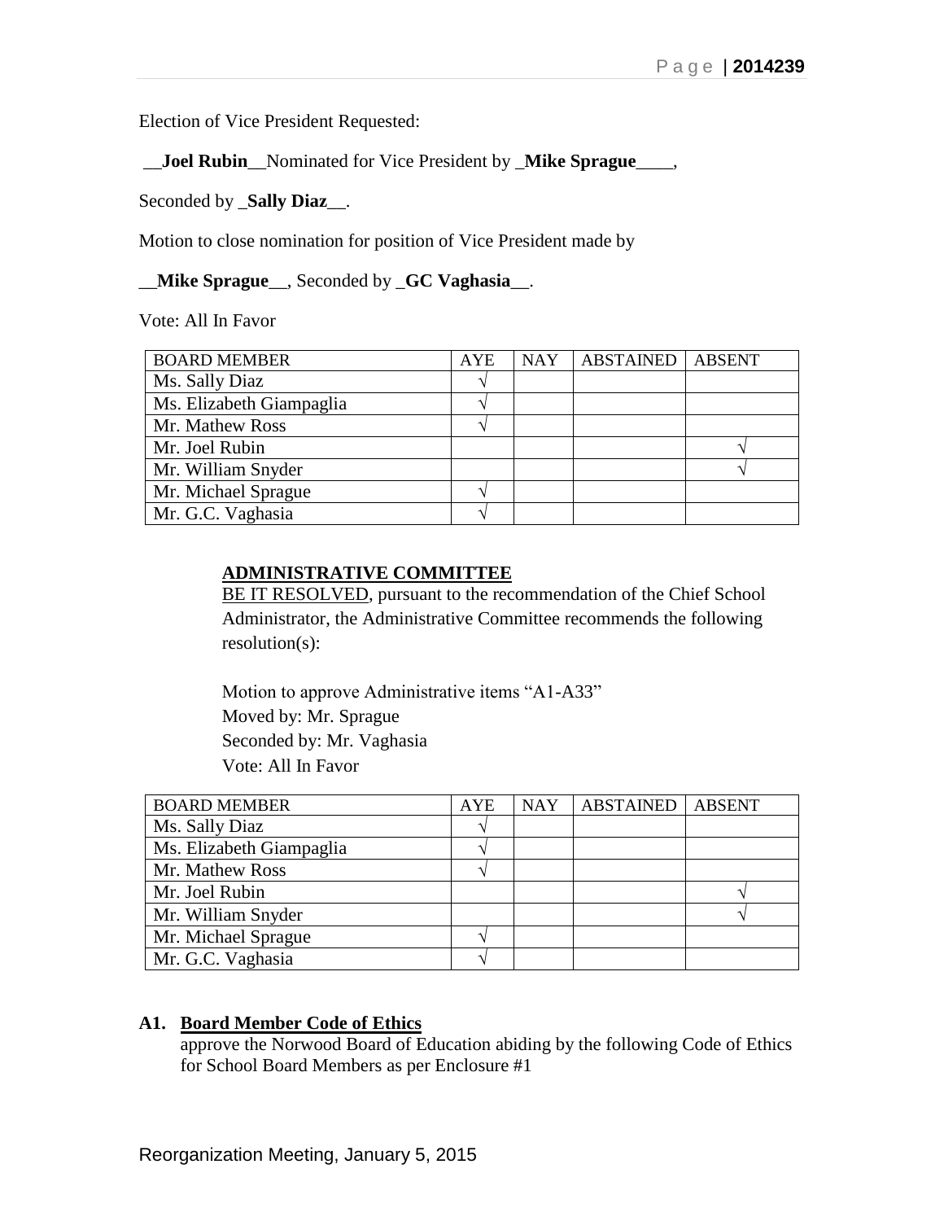Election of Vice President Requested:

__**Joel Rubin**__Nominated for Vice President by _**Mike Sprague**____,

Seconded by _**Sally Diaz**__.

Motion to close nomination for position of Vice President made by

__**Mike Sprague**__, Seconded by _**GC Vaghasia**__.

Vote: All In Favor

| BOARD MEMBER | AYE | NAY | ABSTAINED | ABSENT |
|---|---|---|---|---|
| Ms. Sally Diaz | √ | | | |
| Ms. Elizabeth Giampaglia | √ | | | |
| Mr. Mathew Ross | √ | | | |
| Mr. Joel Rubin | | | | √ |
| Mr. William Snyder | | | | √ |
| Mr. Michael Sprague | √ | | | |
| Mr. G.C. Vaghasia | √ | | | |

**ADMINISTRATIVE COMMITTEE**

BE IT RESOLVED, pursuant to the recommendation of the Chief School Administrator, the Administrative Committee recommends the following resolution(s):

Motion to approve Administrative items "A1-A33"
Moved by: Mr. Sprague
Seconded by: Mr. Vaghasia
Vote: All In Favor

| BOARD MEMBER | AYE | NAY | ABSTAINED | ABSENT |
|---|---|---|---|---|
| Ms. Sally Diaz | √ | | | |
| Ms. Elizabeth Giampaglia | √ | | | |
| Mr. Mathew Ross | √ | | | |
| Mr. Joel Rubin | | | | √ |
| Mr. William Snyder | | | | √ |
| Mr. Michael Sprague | √ | | | |
| Mr. G.C. Vaghasia | √ | | | |

**A1. Board Member Code of Ethics**

approve the Norwood Board of Education abiding by the following Code of Ethics for School Board Members as per Enclosure #1

Reorganization Meeting, January 5, 2015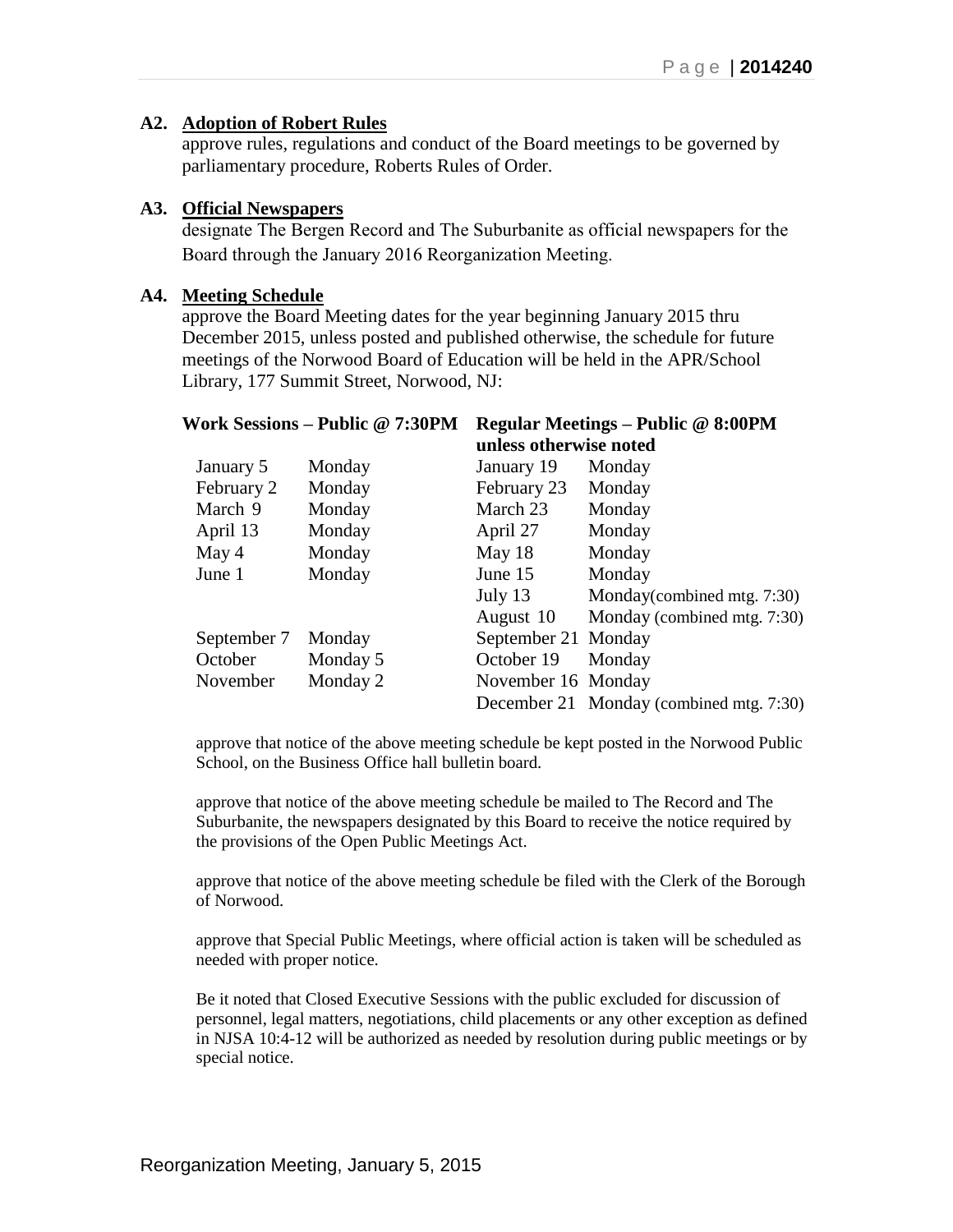**A2. Adoption of Robert Rules**

approve rules, regulations and conduct of the Board meetings to be governed by parliamentary procedure, Roberts Rules of Order.

**A3. Official Newspapers**

designate The Bergen Record and The Suburbanite as official newspapers for the Board through the January 2016 Reorganization Meeting.

**A4. Meeting Schedule**

approve the Board Meeting dates for the year beginning January 2015 thru December 2015, unless posted and published otherwise, the schedule for future meetings of the Norwood Board of Education will be held in the APR/School Library, 177 Summit Street, Norwood, NJ:

| Work Sessions – Public @ 7:30PM | | Regular Meetings – Public @ 8:00PM unless otherwise noted | |
|---|---|---|---|
| January 5 | Monday | January 19 | Monday |
| February 2 | Monday | February 23 | Monday |
| March 9 | Monday | March 23 | Monday |
| April 13 | Monday | April 27 | Monday |
| May 4 | Monday | May 18 | Monday |
| June 1 | Monday | June 15 | Monday |
| | | July 13 | Monday(combined mtg. 7:30) |
| | | August 10 | Monday (combined mtg. 7:30) |
| September 7 | Monday | September 21 | Monday |
| October | Monday 5 | October 19 | Monday |
| November | Monday 2 | November 16 | Monday |
| | | December 21 | Monday (combined mtg. 7:30) |

approve that notice of the above meeting schedule be kept posted in the Norwood Public School, on the Business Office hall bulletin board.

approve that notice of the above meeting schedule be mailed to The Record and The Suburbanite, the newspapers designated by this Board to receive the notice required by the provisions of the Open Public Meetings Act.

approve that notice of the above meeting schedule be filed with the Clerk of the Borough of Norwood.

approve that Special Public Meetings, where official action is taken will be scheduled as needed with proper notice.

Be it noted that Closed Executive Sessions with the public excluded for discussion of personnel, legal matters, negotiations, child placements or any other exception as defined in NJSA 10:4-12 will be authorized as needed by resolution during public meetings or by special notice.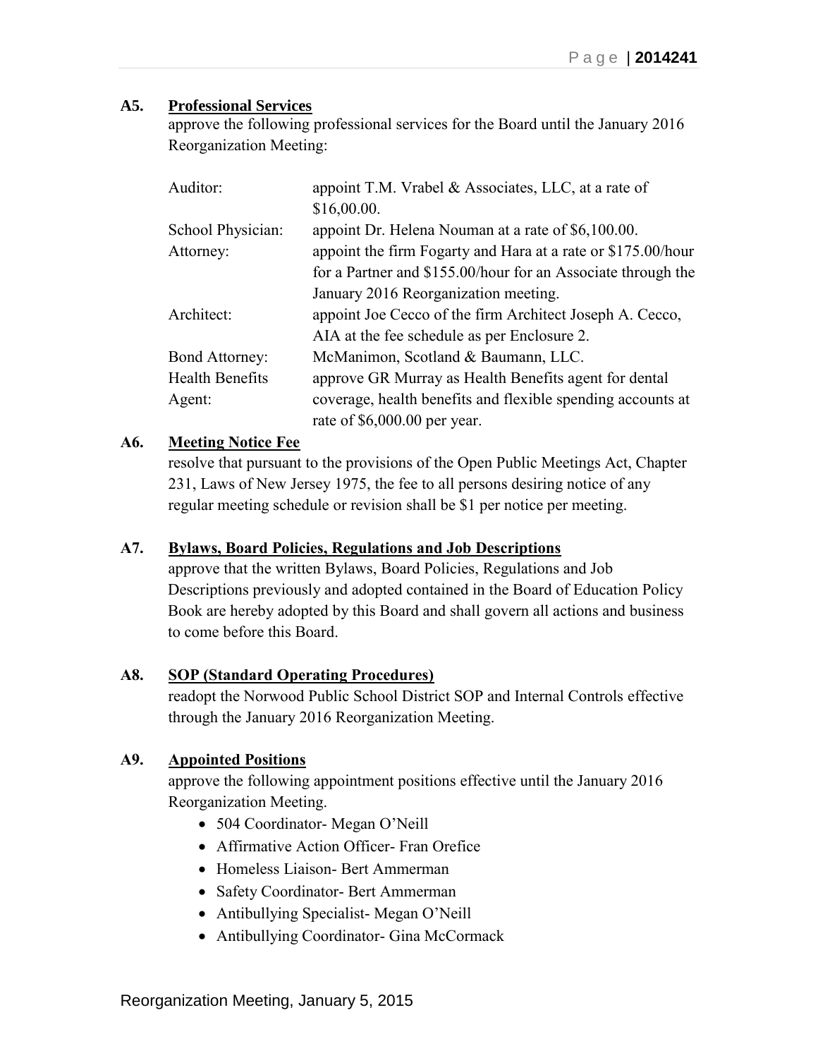**A5. Professional Services**

approve the following professional services for the Board until the January 2016 Reorganization Meeting:

| | |
|---|---|
| Auditor: | appoint T.M. Vrabel & Associates, LLC, at a rate of $16,00.00. |
| School Physician: | appoint Dr. Helena Nouman at a rate of $6,100.00. |
| Attorney: | appoint the firm Fogarty and Hara at a rate or $175.00/hour for a Partner and $155.00/hour for an Associate through the January 2016 Reorganization meeting. |
| Architect: | appoint Joe Cecco of the firm Architect Joseph A. Cecco, AIA at the fee schedule as per Enclosure 2. |
| Bond Attorney: | McManimon, Scotland & Baumann, LLC. |
| Health Benefits Agent: | approve GR Murray as Health Benefits agent for dental coverage, health benefits and flexible spending accounts at rate of $6,000.00 per year. |

**A6. Meeting Notice Fee**

resolve that pursuant to the provisions of the Open Public Meetings Act, Chapter 231, Laws of New Jersey 1975, the fee to all persons desiring notice of any regular meeting schedule or revision shall be $1 per notice per meeting.

**A7. Bylaws, Board Policies, Regulations and Job Descriptions**

approve that the written Bylaws, Board Policies, Regulations and Job Descriptions previously and adopted contained in the Board of Education Policy Book are hereby adopted by this Board and shall govern all actions and business to come before this Board.

**A8. SOP (Standard Operating Procedures)**

readopt the Norwood Public School District SOP and Internal Controls effective through the January 2016 Reorganization Meeting.

**A9. Appointed Positions**

approve the following appointment positions effective until the January 2016 Reorganization Meeting.

- 504 Coordinator- Megan O'Neill
- Affirmative Action Officer- Fran Orefice
- Homeless Liaison- Bert Ammerman
- Safety Coordinator- Bert Ammerman
- Antibullying Specialist- Megan O'Neill
- Antibullying Coordinator- Gina McCormack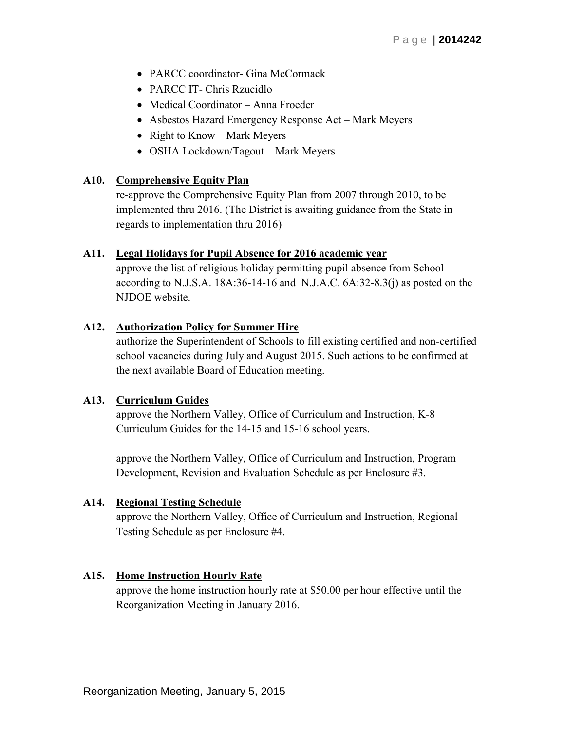- PARCC coordinator- Gina McCormack
- PARCC IT- Chris Rzucidlo
- Medical Coordinator – Anna Froeder
- Asbestos Hazard Emergency Response Act – Mark Meyers
- Right to Know – Mark Meyers
- OSHA Lockdown/Tagout – Mark Meyers

**A10. Comprehensive Equity Plan**

re-approve the Comprehensive Equity Plan from 2007 through 2010, to be implemented thru 2016. (The District is awaiting guidance from the State in regards to implementation thru 2016)

**A11. Legal Holidays for Pupil Absence for 2016 academic year**

approve the list of religious holiday permitting pupil absence from School according to N.J.S.A. 18A:36-14-16 and N.J.A.C. 6A:32-8.3(j) as posted on the NJDOE website.

**A12. Authorization Policy for Summer Hire**

authorize the Superintendent of Schools to fill existing certified and non-certified school vacancies during July and August 2015. Such actions to be confirmed at the next available Board of Education meeting.

**A13. Curriculum Guides**

approve the Northern Valley, Office of Curriculum and Instruction, K-8 Curriculum Guides for the 14-15 and 15-16 school years.

approve the Northern Valley, Office of Curriculum and Instruction, Program Development, Revision and Evaluation Schedule as per Enclosure #3.

**A14. Regional Testing Schedule**

approve the Northern Valley, Office of Curriculum and Instruction, Regional Testing Schedule as per Enclosure #4.

**A15. Home Instruction Hourly Rate**

approve the home instruction hourly rate at $50.00 per hour effective until the Reorganization Meeting in January 2016.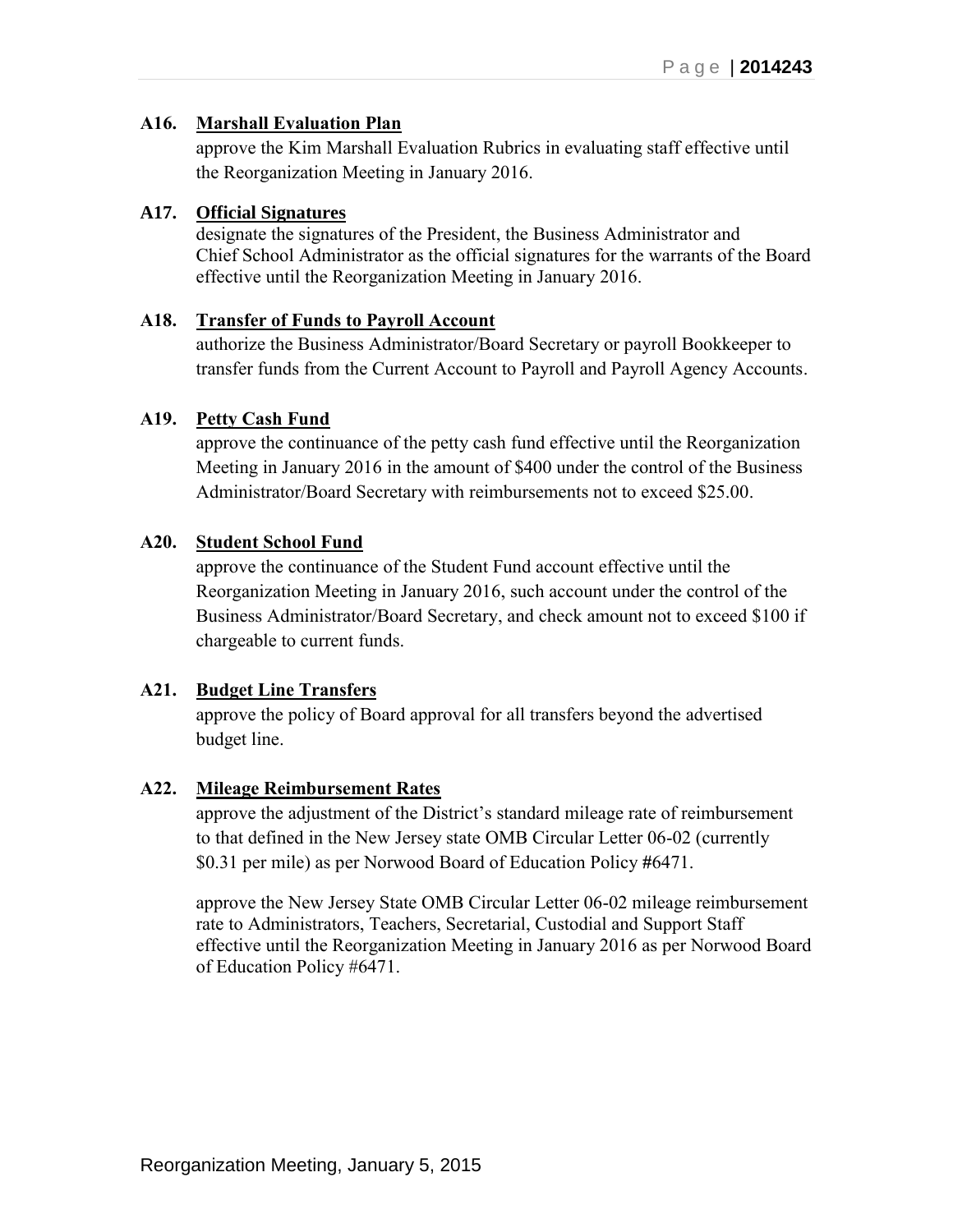**A16. Marshall Evaluation Plan**

approve the Kim Marshall Evaluation Rubrics in evaluating staff effective until the Reorganization Meeting in January 2016.

**A17. Official Signatures**

designate the signatures of the President, the Business Administrator and Chief School Administrator as the official signatures for the warrants of the Board effective until the Reorganization Meeting in January 2016.

**A18. Transfer of Funds to Payroll Account**

authorize the Business Administrator/Board Secretary or payroll Bookkeeper to transfer funds from the Current Account to Payroll and Payroll Agency Accounts.

**A19. Petty Cash Fund**

approve the continuance of the petty cash fund effective until the Reorganization Meeting in January 2016 in the amount of $400 under the control of the Business Administrator/Board Secretary with reimbursements not to exceed $25.00.

**A20. Student School Fund**

approve the continuance of the Student Fund account effective until the Reorganization Meeting in January 2016, such account under the control of the Business Administrator/Board Secretary, and check amount not to exceed $100 if chargeable to current funds.

**A21. Budget Line Transfers**

approve the policy of Board approval for all transfers beyond the advertised budget line.

**A22. Mileage Reimbursement Rates**

approve the adjustment of the District's standard mileage rate of reimbursement to that defined in the New Jersey state OMB Circular Letter 06-02 (currently $0.31 per mile) as per Norwood Board of Education Policy #6471.

approve the New Jersey State OMB Circular Letter 06-02 mileage reimbursement rate to Administrators, Teachers, Secretarial, Custodial and Support Staff effective until the Reorganization Meeting in January 2016 as per Norwood Board of Education Policy #6471.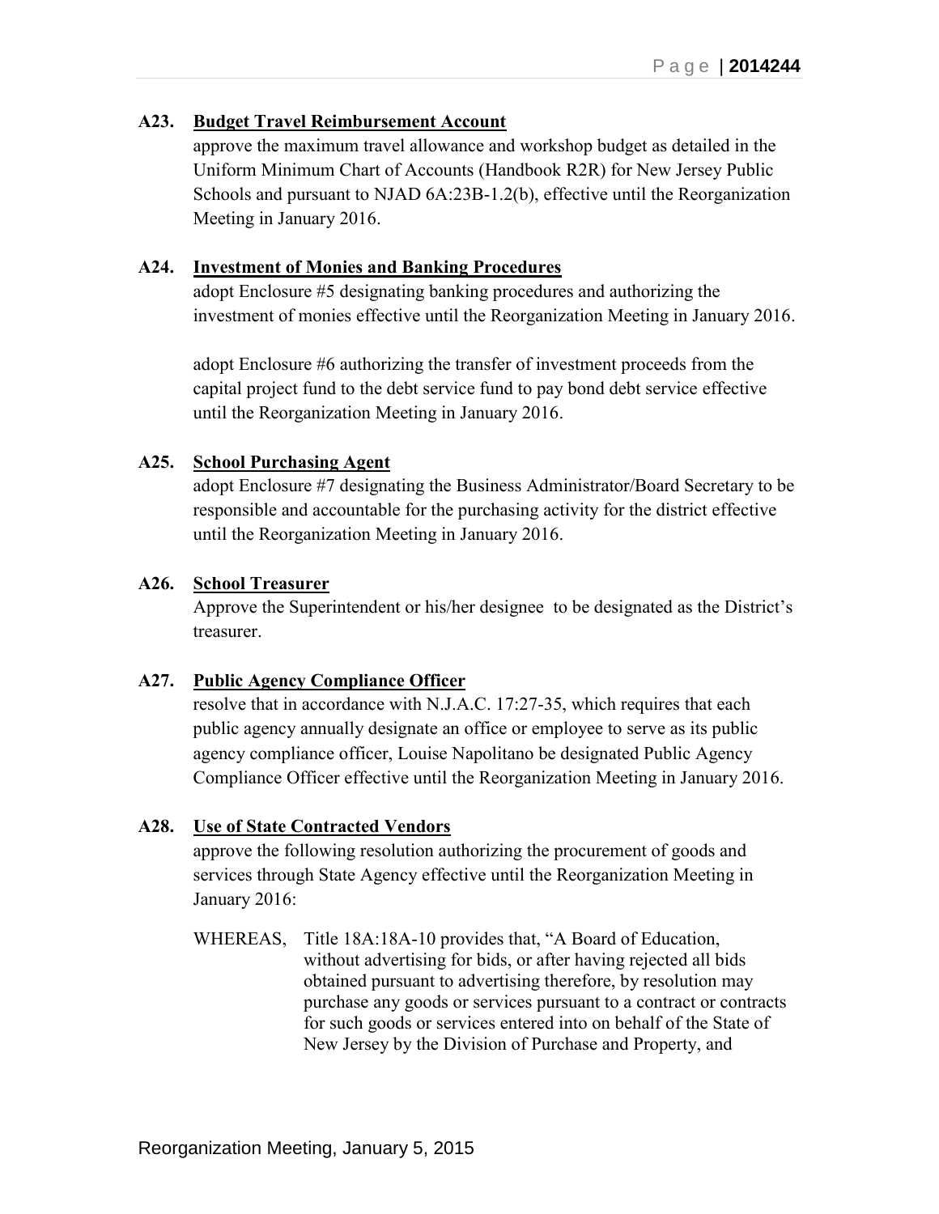**A23. Budget Travel Reimbursement Account**

approve the maximum travel allowance and workshop budget as detailed in the Uniform Minimum Chart of Accounts (Handbook R2R) for New Jersey Public Schools and pursuant to NJAD 6A:23B-1.2(b), effective until the Reorganization Meeting in January 2016.

**A24. Investment of Monies and Banking Procedures**

adopt Enclosure #5 designating banking procedures and authorizing the investment of monies effective until the Reorganization Meeting in January 2016.

adopt Enclosure #6 authorizing the transfer of investment proceeds from the capital project fund to the debt service fund to pay bond debt service effective until the Reorganization Meeting in January 2016.

**A25. School Purchasing Agent**

adopt Enclosure #7 designating the Business Administrator/Board Secretary to be responsible and accountable for the purchasing activity for the district effective until the Reorganization Meeting in January 2016.

**A26. School Treasurer**

Approve the Superintendent or his/her designee to be designated as the District's treasurer.

**A27. Public Agency Compliance Officer**

resolve that in accordance with N.J.A.C. 17:27-35, which requires that each public agency annually designate an office or employee to serve as its public agency compliance officer, Louise Napolitano be designated Public Agency Compliance Officer effective until the Reorganization Meeting in January 2016.

**A28. Use of State Contracted Vendors**

approve the following resolution authorizing the procurement of goods and services through State Agency effective until the Reorganization Meeting in January 2016:

WHEREAS, Title 18A:18A-10 provides that, "A Board of Education, without advertising for bids, or after having rejected all bids obtained pursuant to advertising therefore, by resolution may purchase any goods or services pursuant to a contract or contracts for such goods or services entered into on behalf of the State of New Jersey by the Division of Purchase and Property, and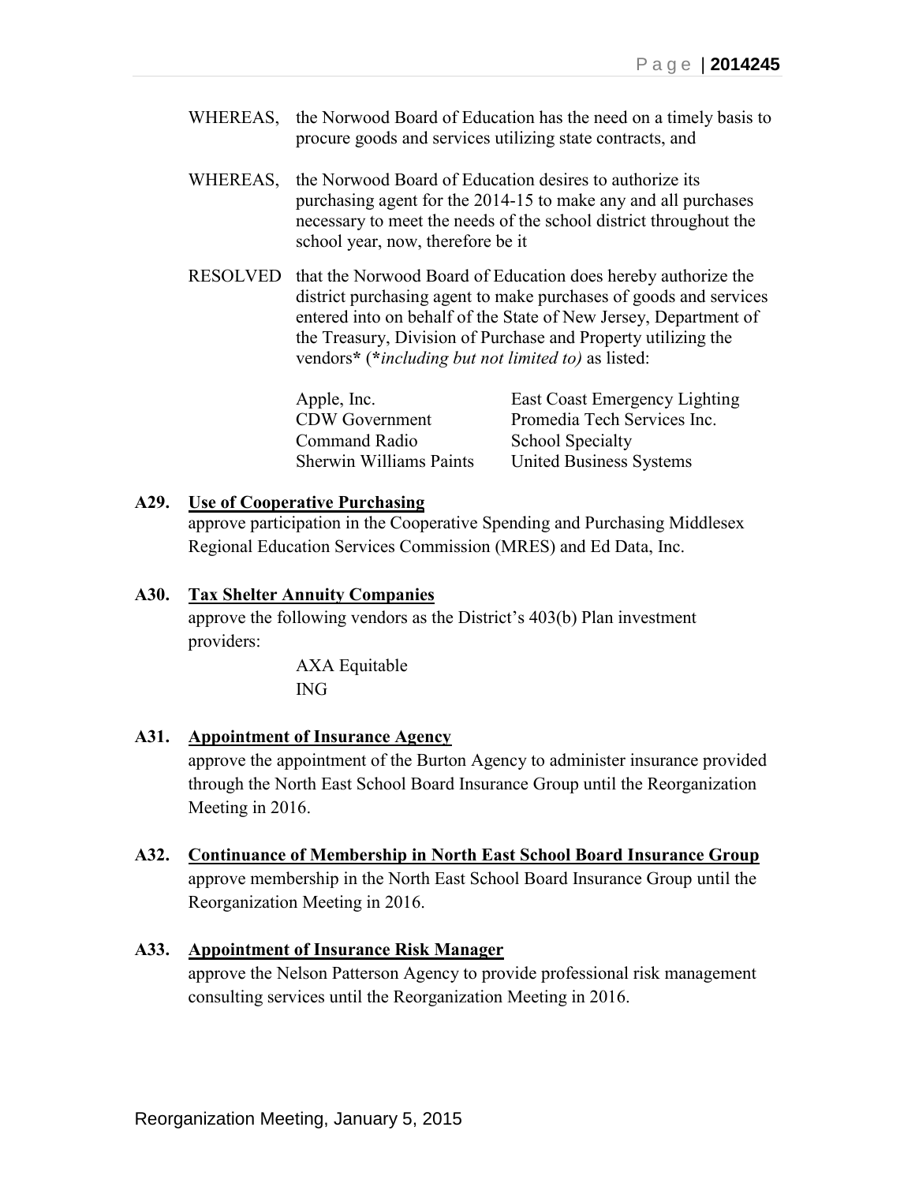WHEREAS, the Norwood Board of Education has the need on a timely basis to procure goods and services utilizing state contracts, and

WHEREAS, the Norwood Board of Education desires to authorize its purchasing agent for the 2014-15 to make any and all purchases necessary to meet the needs of the school district throughout the school year, now, therefore be it

RESOLVED that the Norwood Board of Education does hereby authorize the district purchasing agent to make purchases of goods and services entered into on behalf of the State of New Jersey, Department of the Treasury, Division of Purchase and Property utilizing the vendors**\*** (**\***_including but not limited to)_ as listed:

| | |
|---|---|
| Apple, Inc. | East Coast Emergency Lighting |
| CDW Government | Promedia Tech Services Inc. |
| Command Radio | School Specialty |
| Sherwin Williams Paints | United Business Systems |

**A29. <u>Use of Cooperative Purchasing</u>**
approve participation in the Cooperative Spending and Purchasing Middlesex Regional Education Services Commission (MRES) and Ed Data, Inc.

**A30. <u>Tax Shelter Annuity Companies</u>**
approve the following vendors as the District's 403(b) Plan investment providers:

AXA Equitable
ING

**A31. <u>Appointment of Insurance Agency</u>**
approve the appointment of the Burton Agency to administer insurance provided through the North East School Board Insurance Group until the Reorganization Meeting in 2016.

**A32. <u>Continuance of Membership in North East School Board Insurance Group</u>**
approve membership in the North East School Board Insurance Group until the Reorganization Meeting in 2016.

**A33. <u>Appointment of Insurance Risk Manager</u>**
approve the Nelson Patterson Agency to provide professional risk management consulting services until the Reorganization Meeting in 2016.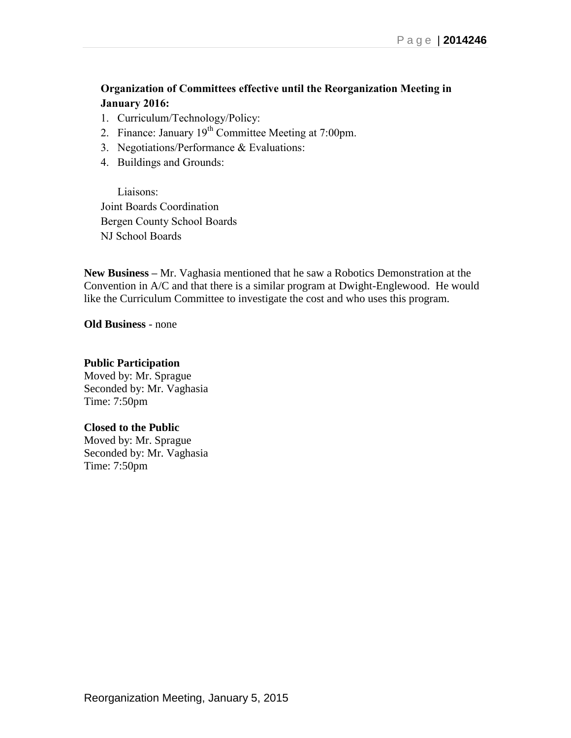**Organization of Committees effective until the Reorganization Meeting in January 2016:**

1. Curriculum/Technology/Policy:
2. Finance: January 19th Committee Meeting at 7:00pm.
3. Negotiations/Performance & Evaluations:
4. Buildings and Grounds:

Liaisons:
Joint Boards Coordination
Bergen County School Boards
NJ School Boards

**New Business –** Mr. Vaghasia mentioned that he saw a Robotics Demonstration at the Convention in A/C and that there is a similar program at Dwight-Englewood. He would like the Curriculum Committee to investigate the cost and who uses this program.

**Old Business** - none

**Public Participation**
Moved by: Mr. Sprague
Seconded by: Mr. Vaghasia
Time: 7:50pm

**Closed to the Public**
Moved by: Mr. Sprague
Seconded by: Mr. Vaghasia
Time: 7:50pm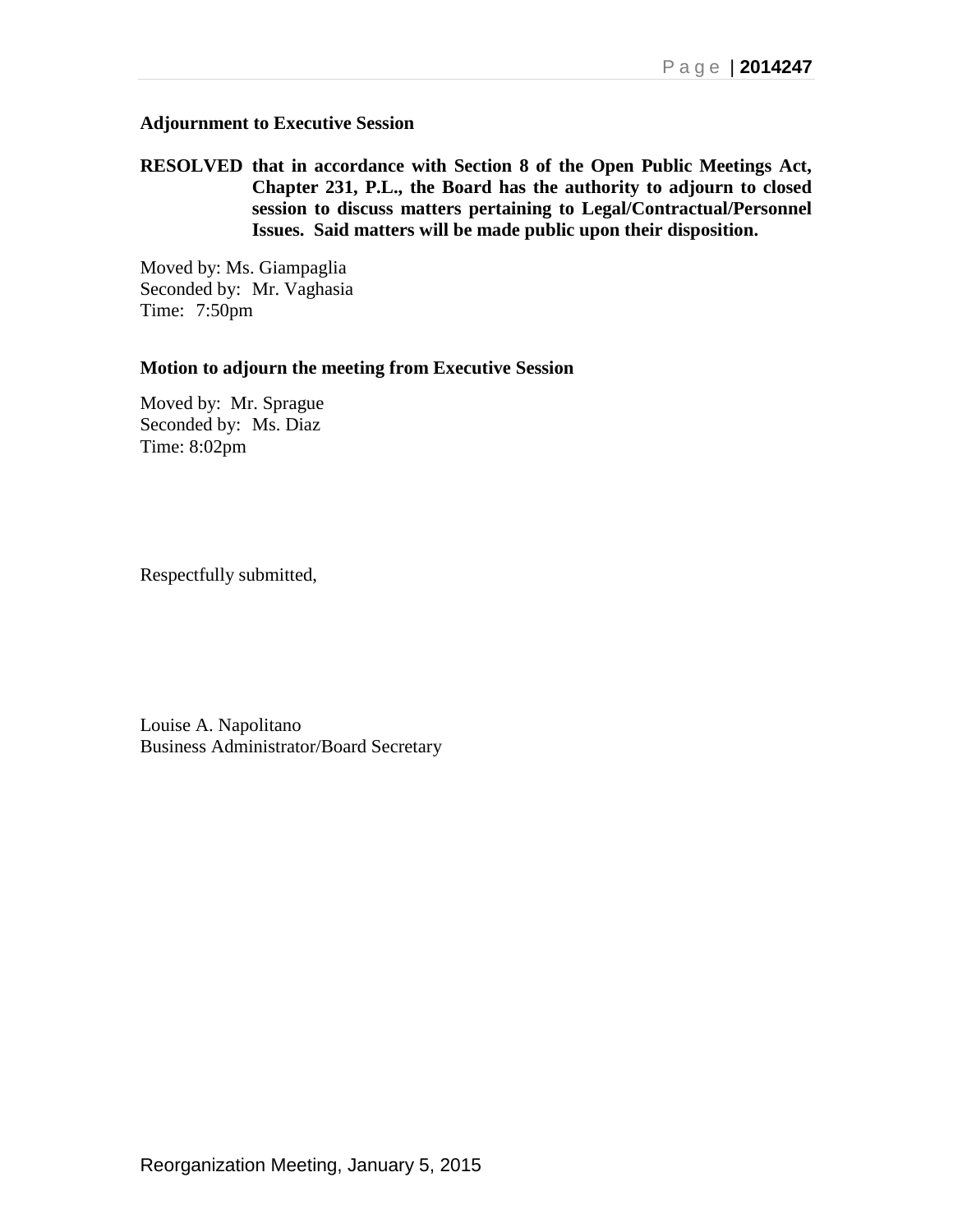**Adjournment to Executive Session**

**RESOLVED that in accordance with Section 8 of the Open Public Meetings Act, Chapter 231, P.L., the Board has the authority to adjourn to closed session to discuss matters pertaining to Legal/Contractual/Personnel Issues. Said matters will be made public upon their disposition.**

Moved by: Ms. Giampaglia
Seconded by: Mr. Vaghasia
Time: 7:50pm

**Motion to adjourn the meeting from Executive Session**

Moved by: Mr. Sprague
Seconded by: Ms. Diaz
Time: 8:02pm

Respectfully submitted,

Louise A. Napolitano
Business Administrator/Board Secretary